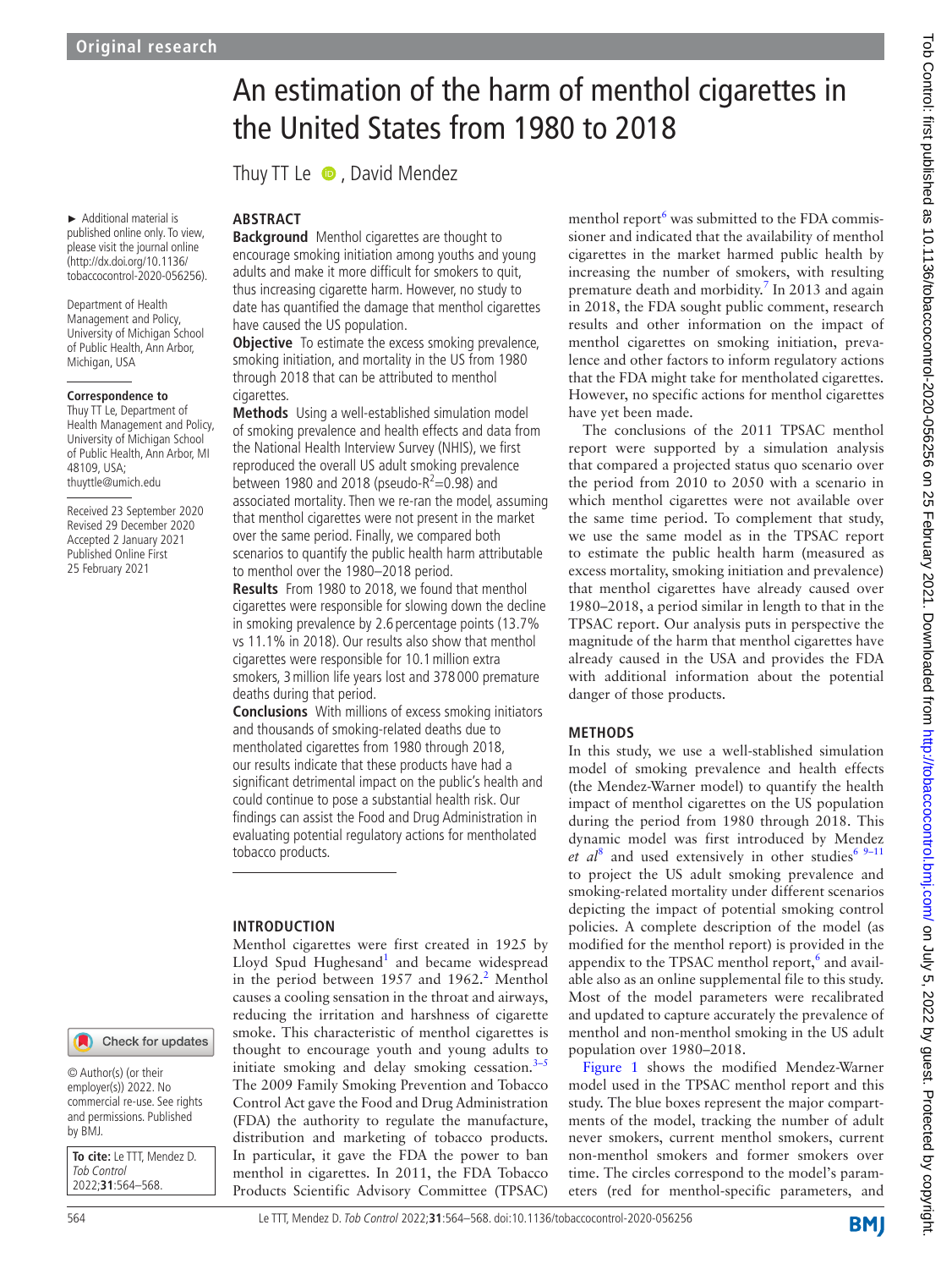Original research

# An estimation of the harm of menthol cigarettes in the United States from 1980 to 2018

Thuy TT Le, David Mendez

► Additional material is published online only. To view, please visit the journal online (http://dx.doi.org/10.1136/tobaccocontrol-2020-056256).

Department of Health Management and Policy, University of Michigan School of Public Health, Ann Arbor, Michigan, USA

**Correspondence to**
Thuy TT Le, Department of Health Management and Policy, University of Michigan School of Public Health, Ann Arbor, MI 48109, USA; thuyttle@umich.edu

Received 23 September 2020
Revised 29 December 2020
Accepted 2 January 2021
Published Online First 25 February 2021

© Author(s) (or their employer(s)) 2022. No commercial re-use. See rights and permissions. Published by BMJ.

**To cite:** Le TTT, Mendez D. *Tob Control* 2022;**31**:564–568.

## ABSTRACT

**Background** Menthol cigarettes are thought to encourage smoking initiation among youths and young adults and make it more difficult for smokers to quit, thus increasing cigarette harm. However, no study to date has quantified the damage that menthol cigarettes have caused the US population.

**Objective** To estimate the excess smoking prevalence, smoking initiation, and mortality in the US from 1980 through 2018 that can be attributed to menthol cigarettes.

**Methods** Using a well-established simulation model of smoking prevalence and health effects and data from the National Health Interview Survey (NHIS), we first reproduced the overall US adult smoking prevalence between 1980 and 2018 (pseudo-$R^2$=0.98) and associated mortality. Then we re-ran the model, assuming that menthol cigarettes were not present in the market over the same period. Finally, we compared both scenarios to quantify the public health harm attributable to menthol over the 1980–2018 period.

**Results** From 1980 to 2018, we found that menthol cigarettes were responsible for slowing down the decline in smoking prevalence by 2.6 percentage points (13.7% vs 11.1% in 2018). Our results also show that menthol cigarettes were responsible for 10.1 million extra smokers, 3 million life years lost and 378 000 premature deaths during that period.

**Conclusions** With millions of excess smoking initiators and thousands of smoking-related deaths due to mentholated cigarettes from 1980 through 2018, our results indicate that these products have had a significant detrimental impact on the public's health and could continue to pose a substantial health risk. Our findings can assist the Food and Drug Administration in evaluating potential regulatory actions for mentholated tobacco products.

## INTRODUCTION

Menthol cigarettes were first created in 1925 by Lloyd Spud Hughesand[1] and became widespread in the period between 1957 and 1962.[2] Menthol causes a cooling sensation in the throat and airways, reducing the irritation and harshness of cigarette smoke. This characteristic of menthol cigarettes is thought to encourage youth and young adults to initiate smoking and delay smoking cessation.[3–5] The 2009 Family Smoking Prevention and Tobacco Control Act gave the Food and Drug Administration (FDA) the authority to regulate the manufacture, distribution and marketing of tobacco products. In particular, it gave the FDA the power to ban menthol in cigarettes. In 2011, the FDA Tobacco Products Scientific Advisory Committee (TPSAC) menthol report[6] was submitted to the FDA commissioner and indicated that the availability of menthol cigarettes in the market harmed public health by increasing the number of smokers, with resulting premature death and morbidity.[7] In 2013 and again in 2018, the FDA sought public comment, research results and other information on the impact of menthol cigarettes on smoking initiation, prevalence and other factors to inform regulatory actions that the FDA might take for mentholated cigarettes. However, no specific actions for menthol cigarettes have yet been made.

The conclusions of the 2011 TPSAC menthol report were supported by a simulation analysis that compared a projected status quo scenario over the period from 2010 to 2050 with a scenario in which menthol cigarettes were not available over the same time period. To complement that study, we use the same model as in the TPSAC report to estimate the public health harm (measured as excess mortality, smoking initiation and prevalence) that menthol cigarettes have already caused over 1980–2018, a period similar in length to that in the TPSAC report. Our analysis puts in perspective the magnitude of the harm that menthol cigarettes have already caused in the USA and provides the FDA with additional information about the potential danger of those products.

## METHODS

In this study, we use a well-stablished simulation model of smoking prevalence and health effects (the Mendez-Warner model) to quantify the health impact of menthol cigarettes on the US population during the period from 1980 through 2018. This dynamic model was first introduced by Mendez *et al*[8] and used extensively in other studies[6 9–11] to project the US adult smoking prevalence and smoking-related mortality under different scenarios depicting the impact of potential smoking control policies. A complete description of the model (as modified for the menthol report) is provided in the appendix to the TPSAC menthol report,[6] and available also as an online supplemental file to this study. Most of the model parameters were recalibrated and updated to capture accurately the prevalence of menthol and non-menthol smoking in the US adult population over 1980–2018.

Figure 1 shows the modified Mendez-Warner model used in the TPSAC menthol report and this study. The blue boxes represent the major compartments of the model, tracking the number of adult never smokers, current menthol smokers, current non-menthol smokers and former smokers over time. The circles correspond to the model's parameters (red for menthol-specific parameters, and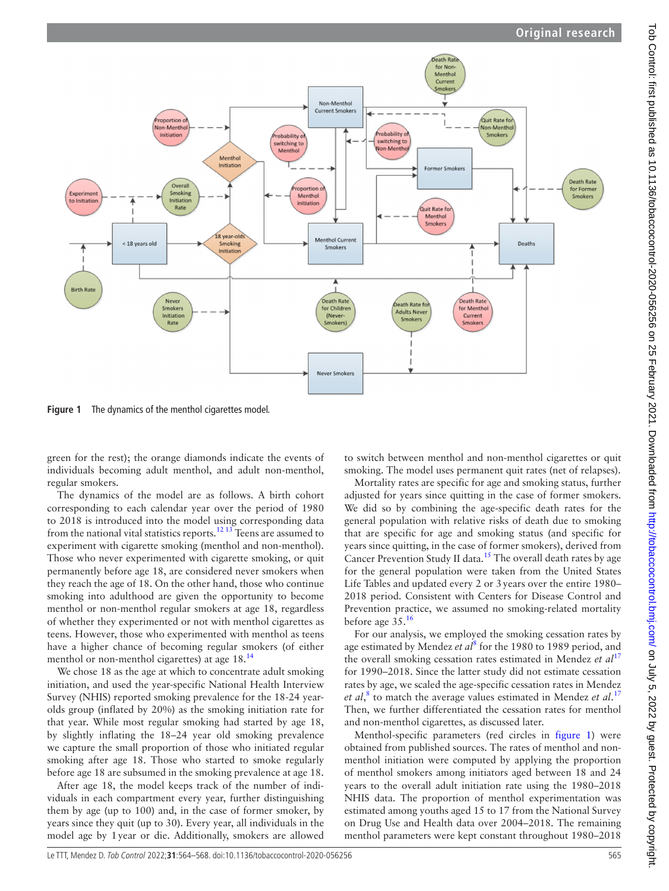Figure 1 The dynamics of the menthol cigarettes model.

green for the rest); the orange diamonds indicate the events of individuals becoming adult menthol, and adult non-menthol, regular smokers.

The dynamics of the model are as follows. A birth cohort corresponding to each calendar year over the period of 1980 to 2018 is introduced into the model using corresponding data from the national vital statistics reports.[12 13] Teens are assumed to experiment with cigarette smoking (menthol and non-menthol). Those who never experimented with cigarette smoking, or quit permanently before age 18, are considered never smokers when they reach the age of 18. On the other hand, those who continue smoking into adulthood are given the opportunity to become menthol or non-menthol regular smokers at age 18, regardless of whether they experimented or not with menthol cigarettes as teens. However, those who experimented with menthol as teens have a higher chance of becoming regular smokers (of either menthol or non-menthol cigarettes) at age 18.[14]

We chose 18 as the age at which to concentrate adult smoking initiation, and used the year-specific National Health Interview Survey (NHIS) reported smoking prevalence for the 18-24 year-olds group (inflated by 20%) as the smoking initiation rate for that year. While most regular smoking had started by age 18, by slightly inflating the 18–24 year old smoking prevalence we capture the small proportion of those who initiated regular smoking after age 18. Those who started to smoke regularly before age 18 are subsumed in the smoking prevalence at age 18.

After age 18, the model keeps track of the number of individuals in each compartment every year, further distinguishing them by age (up to 100) and, in the case of former smoker, by years since they quit (up to 30). Every year, all individuals in the model age by 1 year or die. Additionally, smokers are allowed to switch between menthol and non-menthol cigarettes or quit smoking. The model uses permanent quit rates (net of relapses).

Mortality rates are specific for age and smoking status, further adjusted for years since quitting in the case of former smokers. We did so by combining the age-specific death rates for the general population with relative risks of death due to smoking that are specific for age and smoking status (and specific for years since quitting, in the case of former smokers), derived from Cancer Prevention Study II data.[15] The overall death rates by age for the general population were taken from the United States Life Tables and updated every 2 or 3 years over the entire 1980–2018 period. Consistent with Centers for Disease Control and Prevention practice, we assumed no smoking-related mortality before age 35.[16]

For our analysis, we employed the smoking cessation rates by age estimated by Mendez *et al*[8] for the 1980 to 1989 period, and the overall smoking cessation rates estimated in Mendez *et al*[17] for 1990–2018. Since the latter study did not estimate cessation rates by age, we scaled the age-specific cessation rates in Mendez *et al*,[8] to match the average values estimated in Mendez *et al*.[17] Then, we further differentiated the cessation rates for menthol and non-menthol cigarettes, as discussed later.

Menthol-specific parameters (red circles in figure 1) were obtained from published sources. The rates of menthol and non-menthol initiation were computed by applying the proportion of menthol smokers among initiators aged between 18 and 24 years to the overall adult initiation rate using the 1980–2018 NHIS data. The proportion of menthol experimentation was estimated among youths aged 15 to 17 from the National Survey on Drug Use and Health data over 2004–2018. The remaining menthol parameters were kept constant throughout 1980–2018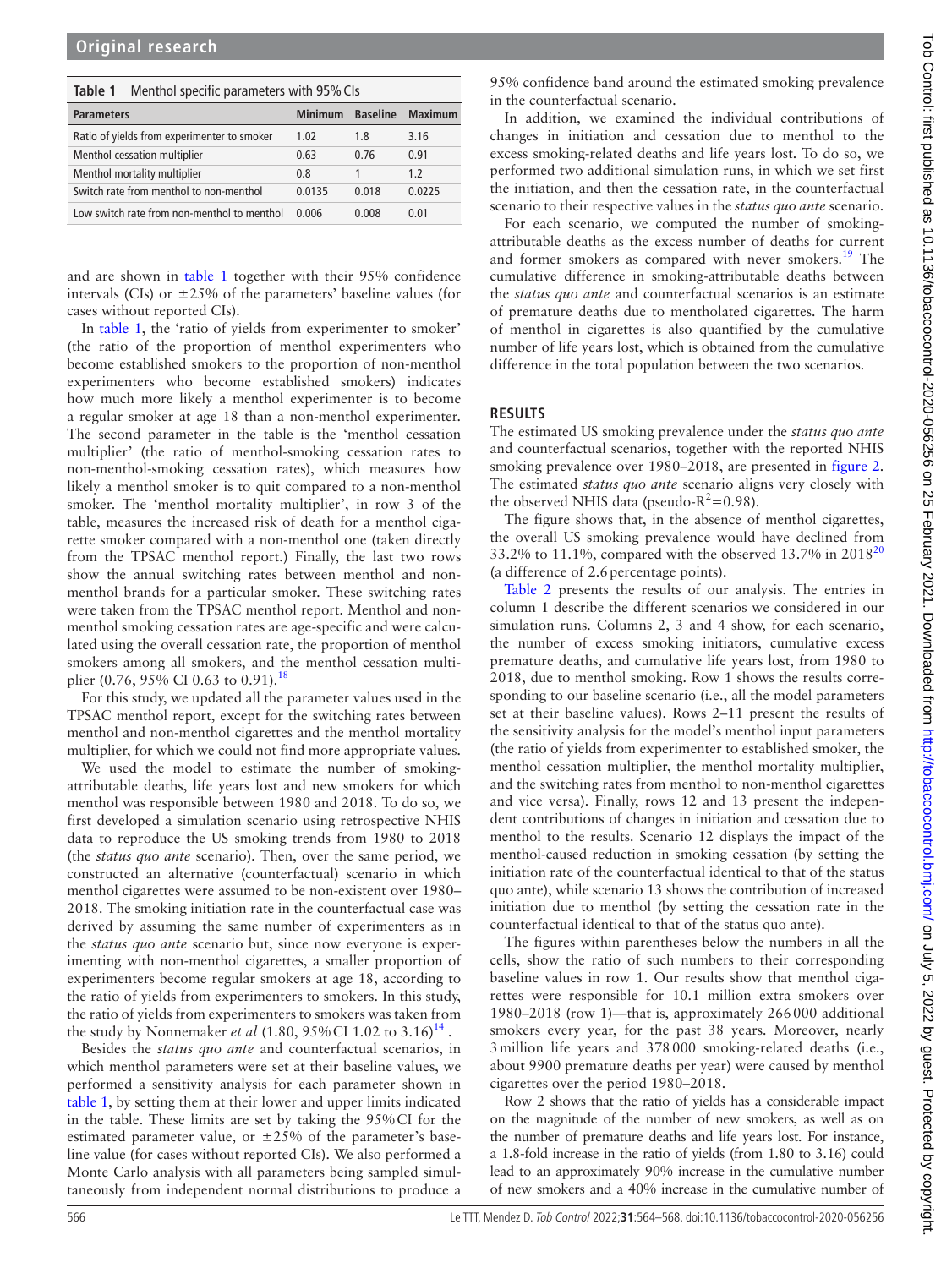**Table 1** Menthol specific parameters with 95% CIs

| Parameters | Minimum | Baseline | Maximum |
|---|---|---|---|
| Ratio of yields from experimenter to smoker | 1.02 | 1.8 | 3.16 |
| Menthol cessation multiplier | 0.63 | 0.76 | 0.91 |
| Menthol mortality multiplier | 0.8 | 1 | 1.2 |
| Switch rate from menthol to non-menthol | 0.0135 | 0.018 | 0.0225 |
| Low switch rate from non-menthol to menthol | 0.006 | 0.008 | 0.01 |

and are shown in table 1 together with their 95% confidence intervals (CIs) or ±25% of the parameters' baseline values (for cases without reported CIs).

In table 1, the 'ratio of yields from experimenter to smoker' (the ratio of the proportion of menthol experimenters who become established smokers to the proportion of non-menthol experimenters who become established smokers) indicates how much more likely a menthol experimenter is to become a regular smoker at age 18 than a non-menthol experimenter. The second parameter in the table is the 'menthol cessation multiplier' (the ratio of menthol-smoking cessation rates to non-menthol-smoking cessation rates), which measures how likely a menthol smoker is to quit compared to a non-menthol smoker. The 'menthol mortality multiplier', in row 3 of the table, measures the increased risk of death for a menthol cigarette smoker compared with a non-menthol one (taken directly from the TPSAC menthol report.) Finally, the last two rows show the annual switching rates between menthol and non-menthol brands for a particular smoker. These switching rates were taken from the TPSAC menthol report. Menthol and non-menthol smoking cessation rates are age-specific and were calculated using the overall cessation rate, the proportion of menthol smokers among all smokers, and the menthol cessation multiplier (0.76, 95% CI 0.63 to 0.91).[18]

For this study, we updated all the parameter values used in the TPSAC menthol report, except for the switching rates between menthol and non-menthol cigarettes and the menthol mortality multiplier, for which we could not find more appropriate values.

We used the model to estimate the number of smoking-attributable deaths, life years lost and new smokers for which menthol was responsible between 1980 and 2018. To do so, we first developed a simulation scenario using retrospective NHIS data to reproduce the US smoking trends from 1980 to 2018 (the *status quo ante* scenario). Then, over the same period, we constructed an alternative (counterfactual) scenario in which menthol cigarettes were assumed to be non-existent over 1980–2018. The smoking initiation rate in the counterfactual case was derived by assuming the same number of experimenters as in the *status quo ante* scenario but, since now everyone is experimenting with non-menthol cigarettes, a smaller proportion of experimenters become regular smokers at age 18, according to the ratio of yields from experimenters to smokers. In this study, the ratio of yields from experimenters to smokers was taken from the study by Nonnemaker *et al* (1.80, 95% CI 1.02 to 3.16)[14].

Besides the *status quo ante* and counterfactual scenarios, in which menthol parameters were set at their baseline values, we performed a sensitivity analysis for each parameter shown in table 1, by setting them at their lower and upper limits indicated in the table. These limits are set by taking the 95% CI for the estimated parameter value, or ±25% of the parameter's baseline value (for cases without reported CIs). We also performed a Monte Carlo analysis with all parameters being sampled simultaneously from independent normal distributions to produce a 95% confidence band around the estimated smoking prevalence in the counterfactual scenario.

In addition, we examined the individual contributions of changes in initiation and cessation due to menthol to the excess smoking-related deaths and life years lost. To do so, we performed two additional simulation runs, in which we set first the initiation, and then the cessation rate, in the counterfactual scenario to their respective values in the *status quo ante* scenario.

For each scenario, we computed the number of smoking-attributable deaths as the excess number of deaths for current and former smokers as compared with never smokers.[19] The cumulative difference in smoking-attributable deaths between the *status quo ante* and counterfactual scenarios is an estimate of premature deaths due to mentholated cigarettes. The harm of menthol in cigarettes is also quantified by the cumulative number of life years lost, which is obtained from the cumulative difference in the total population between the two scenarios.

## RESULTS

The estimated US smoking prevalence under the *status quo ante* and counterfactual scenarios, together with the reported NHIS smoking prevalence over 1980–2018, are presented in figure 2. The estimated *status quo ante* scenario aligns very closely with the observed NHIS data (pseudo-$R^2$=0.98).

The figure shows that, in the absence of menthol cigarettes, the overall US smoking prevalence would have declined from 33.2% to 11.1%, compared with the observed 13.7% in 2018[20] (a difference of 2.6 percentage points).

Table 2 presents the results of our analysis. The entries in column 1 describe the different scenarios we considered in our simulation runs. Columns 2, 3 and 4 show, for each scenario, the number of excess smoking initiators, cumulative excess premature deaths, and cumulative life years lost, from 1980 to 2018, due to menthol smoking. Row 1 shows the results corresponding to our baseline scenario (i.e., all the model parameters set at their baseline values). Rows 2–11 present the results of the sensitivity analysis for the model's menthol input parameters (the ratio of yields from experimenter to established smoker, the menthol cessation multiplier, the menthol mortality multiplier, and the switching rates from menthol to non-menthol cigarettes and vice versa). Finally, rows 12 and 13 present the independent contributions of changes in initiation and cessation due to menthol to the results. Scenario 12 displays the impact of the menthol-caused reduction in smoking cessation (by setting the initiation rate of the counterfactual identical to that of the status quo ante), while scenario 13 shows the contribution of increased initiation due to menthol (by setting the cessation rate in the counterfactual identical to that of the status quo ante).

The figures within parentheses below the numbers in all the cells, show the ratio of such numbers to their corresponding baseline values in row 1. Our results show that menthol cigarettes were responsible for 10.1 million extra smokers over 1980–2018 (row 1)—that is, approximately 266 000 additional smokers every year, for the past 38 years. Moreover, nearly 3 million life years and 378 000 smoking-related deaths (i.e., about 9900 premature deaths per year) were caused by menthol cigarettes over the period 1980–2018.

Row 2 shows that the ratio of yields has a considerable impact on the magnitude of the number of new smokers, as well as on the number of premature deaths and life years lost. For instance, a 1.8-fold increase in the ratio of yields (from 1.80 to 3.16) could lead to an approximately 90% increase in the cumulative number of new smokers and a 40% increase in the cumulative number of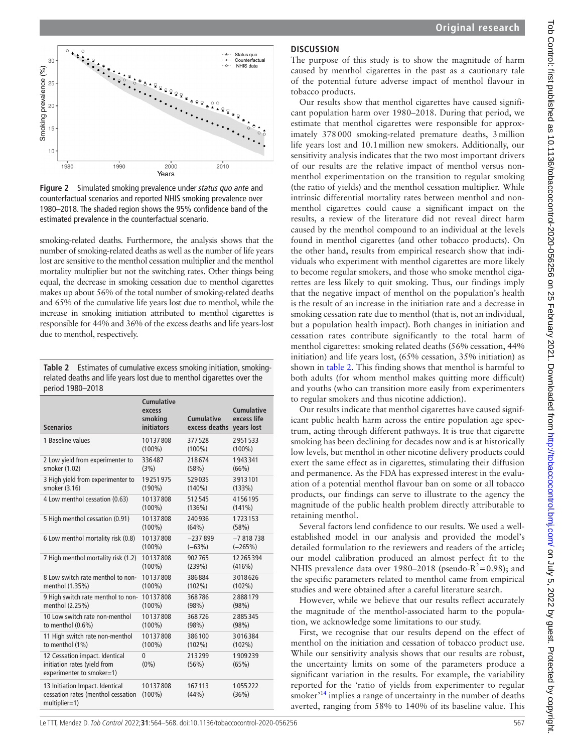Figure 2 Simulated smoking prevalence under *status quo ante* and counterfactual scenarios and reported NHIS smoking prevalence over 1980–2018. The shaded region shows the 95% confidence band of the estimated prevalence in the counterfactual scenario.

smoking-related deaths. Furthermore, the analysis shows that the number of smoking-related deaths as well as the number of life years lost are sensitive to the menthol cessation multiplier and the menthol mortality multiplier but not the switching rates. Other things being equal, the decrease in smoking cessation due to menthol cigarettes makes up about 56% of the total number of smoking-related deaths and 65% of the cumulative life years lost due to menthol, while the increase in smoking initiation attributed to menthol cigarettes is responsible for 44% and 36% of the excess deaths and life years-lost due to menthol, respectively.

**Table 2** Estimates of cumulative excess smoking initiation, smoking-related deaths and life years lost due to menthol cigarettes over the period 1980–2018

| Scenarios | Cumulative excess smoking initiators | Cumulative excess deaths | Cumulative excess life years lost |
|---|---|---|---|
| 1 Baseline values | 10 137 808 (100%) | 377 528 (100%) | 2 951 533 (100%) |
| 2 Low yield from experimenter to smoker (1.02) | 336 487 (3%) | 218 674 (58%) | 1 943 341 (66%) |
| 3 High yield from experimenter to smoker (3.16) | 19 251 975 (190%) | 529 035 (140%) | 3 913 101 (133%) |
| 4 Low menthol cessation (0.63) | 10 137 808 (100%) | 512 545 (136%) | 4 156 195 (141%) |
| 5 High menthol cessation (0.91) | 10 137 808 (100%) | 240 936 (64%) | 1 723 153 (58%) |
| 6 Low menthol mortality risk (0.8) | 10 137 808 (100%) | −237 899 (−63%) | −7 818 738 (−265%) |
| 7 High menthol mortality risk (1.2) | 10 137 808 (100%) | 902 765 (239%) | 12 265 394 (416%) |
| 8 Low switch rate menthol to non-menthol (1.35%) | 10 137 808 (100%) | 386 884 (102%) | 3 018 626 (102%) |
| 9 High switch rate menthol to non-menthol (2.25%) | 10 137 808 (100%) | 368 786 (98%) | 2 888 179 (98%) |
| 10 Low switch rate non-menthol to menthol (0.6%) | 10 137 808 (100%) | 368 726 (98%) | 2 885 345 (98%) |
| 11 High switch rate non-menthol to menthol (1%) | 10 137 808 (100%) | 386 100 (102%) | 3 016 384 (102%) |
| 12 Cessation impact. Identical initiation rates (yield from experimenter to smoker=1) | 0 (0%) | 213 299 (56%) | 1 909 239 (65%) |
| 13 Initiation Impact. Identical cessation rates (menthol cessation multiplier=1) | 10 137 808 (100%) | 167 113 (44%) | 1 055 222 (36%) |

## DISCUSSION

The purpose of this study is to show the magnitude of harm caused by menthol cigarettes in the past as a cautionary tale of the potential future adverse impact of menthol flavour in tobacco products.

Our results show that menthol cigarettes have caused significant population harm over 1980–2018. During that period, we estimate that menthol cigarettes were responsible for approximately 378 000 smoking-related premature deaths, 3 million life years lost and 10.1 million new smokers. Additionally, our sensitivity analysis indicates that the two most important drivers of our results are the relative impact of menthol versus non-menthol experimentation on the transition to regular smoking (the ratio of yields) and the menthol cessation multiplier. While intrinsic differential mortality rates between menthol and non-menthol cigarettes could cause a significant impact on the results, a review of the literature did not reveal direct harm caused by the menthol compound to an individual at the levels found in menthol cigarettes (and other tobacco products). On the other hand, results from empirical research show that individuals who experiment with menthol cigarettes are more likely to become regular smokers, and those who smoke menthol cigarettes are less likely to quit smoking. Thus, our findings imply that the negative impact of menthol on the population's health is the result of an increase in the initiation rate and a decrease in smoking cessation rate due to menthol (that is, not an individual, but a population health impact). Both changes in initiation and cessation rates contribute significantly to the total harm of menthol cigarettes: smoking related deaths (56% cessation, 44% initiation) and life years lost, (65% cessation, 35% initiation) as shown in table 2. This finding shows that menthol is harmful to both adults (for whom menthol makes quitting more difficult) and youths (who can transition more easily from experimenters to regular smokers and thus nicotine addiction).

Our results indicate that menthol cigarettes have caused significant public health harm across the entire population age spectrum, acting through different pathways. It is true that cigarette smoking has been declining for decades now and is at historically low levels, but menthol in other nicotine delivery products could exert the same effect as in cigarettes, stimulating their diffusion and permanence. As the FDA has expressed interest in the evaluation of a potential menthol flavour ban on some or all tobacco products, our findings can serve to illustrate to the agency the magnitude of the public health problem directly attributable to retaining menthol.

Several factors lend confidence to our results. We used a well-established model in our analysis and provided the model's detailed formulation to the reviewers and readers of the article; our model calibration produced an almost perfect fit to the NHIS prevalence data over 1980–2018 (pseudo-$R^2$=0.98); and the specific parameters related to menthol came from empirical studies and were obtained after a careful literature search.

However, while we believe that our results reflect accurately the magnitude of the menthol-associated harm to the population, we acknowledge some limitations to our study.

First, we recognise that our results depend on the effect of menthol on the initiation and cessation of tobacco product use. While our sensitivity analysis shows that our results are robust, the uncertainty limits on some of the parameters produce a significant variation in the results. For example, the variability reported for the 'ratio of yields from experimenter to regular smoker'[14] implies a range of uncertainty in the number of deaths averted, ranging from 58% to 140% of its baseline value. This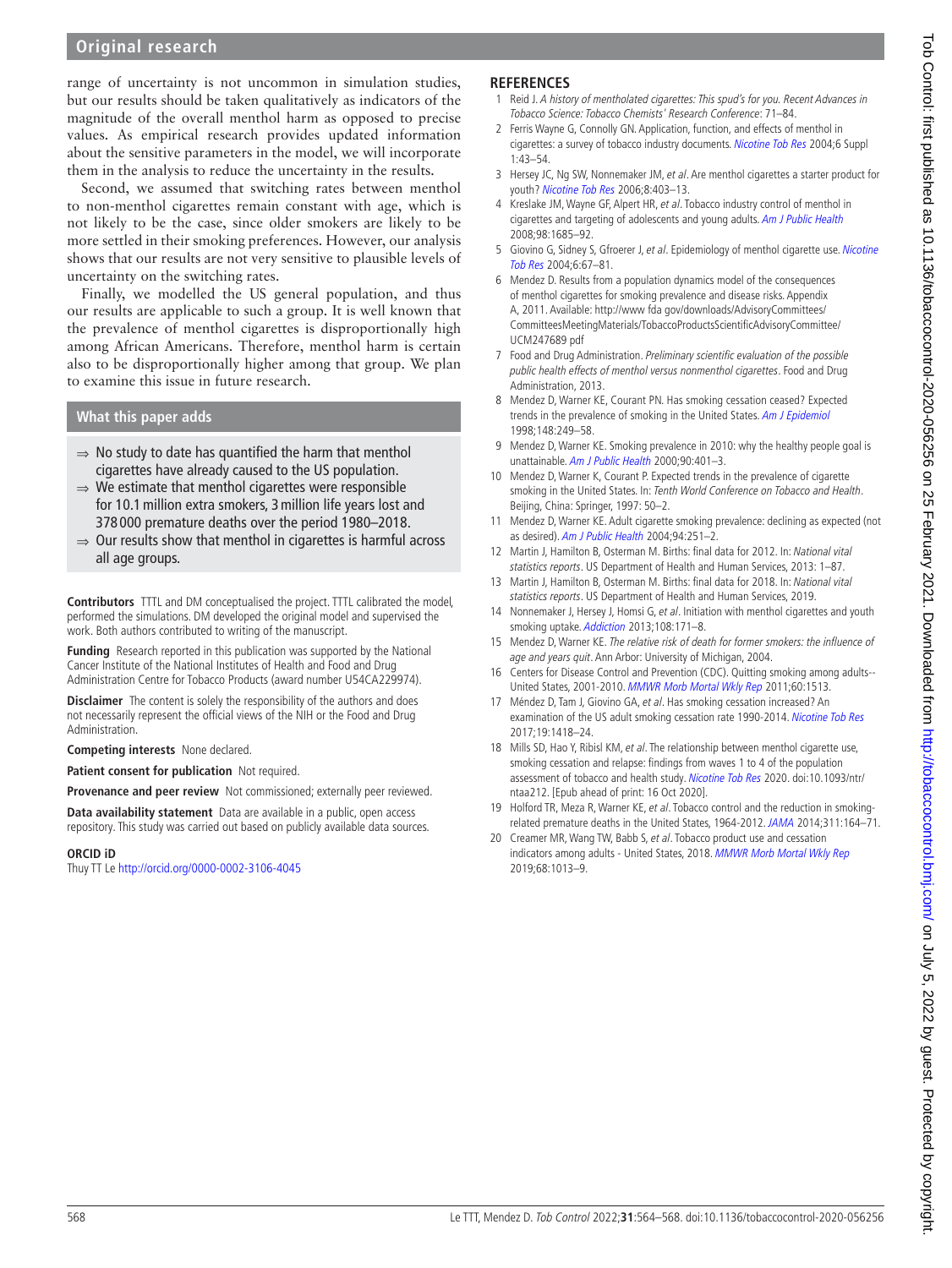range of uncertainty is not uncommon in simulation studies, but our results should be taken qualitatively as indicators of the magnitude of the overall menthol harm as opposed to precise values. As empirical research provides updated information about the sensitive parameters in the model, we will incorporate them in the analysis to reduce the uncertainty in the results.

Second, we assumed that switching rates between menthol to non-menthol cigarettes remain constant with age, which is not likely to be the case, since older smokers are likely to be more settled in their smoking preferences. However, our analysis shows that our results are not very sensitive to plausible levels of uncertainty on the switching rates.

Finally, we modelled the US general population, and thus our results are applicable to such a group. It is well known that the prevalence of menthol cigarettes is disproportionally high among African Americans. Therefore, menthol harm is certain also to be disproportionally higher among that group. We plan to examine this issue in future research.

## What this paper adds

- ⇒ No study to date has quantified the harm that menthol cigarettes have already caused to the US population.
- ⇒ We estimate that menthol cigarettes were responsible for 10.1 million extra smokers, 3 million life years lost and 378 000 premature deaths over the period 1980–2018.
- ⇒ Our results show that menthol in cigarettes is harmful across all age groups.

**Contributors** TTTL and DM conceptualised the project. TTTL calibrated the model, performed the simulations. DM developed the original model and supervised the work. Both authors contributed to writing of the manuscript.

**Funding** Research reported in this publication was supported by the National Cancer Institute of the National Institutes of Health and Food and Drug Administration Centre for Tobacco Products (award number U54CA229974).

**Disclaimer** The content is solely the responsibility of the authors and does not necessarily represent the official views of the NIH or the Food and Drug Administration.

**Competing interests** None declared.

**Patient consent for publication** Not required.

**Provenance and peer review** Not commissioned; externally peer reviewed.

**Data availability statement** Data are available in a public, open access repository. This study was carried out based on publicly available data sources.

**ORCID iD**

Thuy TT Le http://orcid.org/0000-0002-3106-4045

## REFERENCES

1. Reid J. *A history of mentholated cigarettes: This spud's for you. Recent Advances in Tobacco Science: Tobacco Chemists' Research Conference*: 71–84.
2. Ferris Wayne G, Connolly GN. Application, function, and effects of menthol in cigarettes: a survey of tobacco industry documents. *Nicotine Tob Res* 2004;6 Suppl 1:43–54.
3. Hersey JC, Ng SW, Nonnemaker JM, *et al*. Are menthol cigarettes a starter product for youth? *Nicotine Tob Res* 2006;8:403–13.
4. Kreslake JM, Wayne GF, Alpert HR, *et al*. Tobacco industry control of menthol in cigarettes and targeting of adolescents and young adults. *Am J Public Health* 2008;98:1685–92.
5. Giovino G, Sidney S, Gfroerer J, *et al*. Epidemiology of menthol cigarette use. *Nicotine Tob Res* 2004;6:67–81.
6. Mendez D. Results from a population dynamics model of the consequences of menthol cigarettes for smoking prevalence and disease risks. Appendix A, 2011. Available: http://www fda gov/downloads/AdvisoryCommittees/CommitteesMeetingMaterials/TobaccoProductsScientificAdvisoryCommittee/UCM247689 pdf
7. Food and Drug Administration. *Preliminary scientific evaluation of the possible public health effects of menthol versus nonmenthol cigarettes*. Food and Drug Administration, 2013.
8. Mendez D, Warner KE, Courant PN. Has smoking cessation ceased? Expected trends in the prevalence of smoking in the United States. *Am J Epidemiol* 1998;148:249–58.
9. Mendez D, Warner KE. Smoking prevalence in 2010: why the healthy people goal is unattainable. *Am J Public Health* 2000;90:401–3.
10. Mendez D, Warner K, Courant P. Expected trends in the prevalence of cigarette smoking in the United States. In: *Tenth World Conference on Tobacco and Health*. Beijing, China: Springer, 1997: 50–2.
11. Mendez D, Warner KE. Adult cigarette smoking prevalence: declining as expected (not as desired). *Am J Public Health* 2004;94:251–2.
12. Martin J, Hamilton B, Osterman M. Births: final data for 2012. In: *National vital statistics reports*. US Department of Health and Human Services, 2013: 1–87.
13. Martin J, Hamilton B, Osterman M. Births: final data for 2018. In: *National vital statistics reports*. US Department of Health and Human Services, 2019.
14. Nonnemaker J, Hersey J, Homsi G, *et al*. Initiation with menthol cigarettes and youth smoking uptake. *Addiction* 2013;108:171–8.
15. Mendez D, Warner KE. *The relative risk of death for former smokers: the influence of age and years quit*. Ann Arbor: University of Michigan, 2004.
16. Centers for Disease Control and Prevention (CDC). Quitting smoking among adults--United States, 2001-2010. *MMWR Morb Mortal Wkly Rep* 2011;60:1513.
17. Méndez D, Tam J, Giovino GA, *et al*. Has smoking cessation increased? An examination of the US adult smoking cessation rate 1990-2014. *Nicotine Tob Res* 2017;19:1418–24.
18. Mills SD, Hao Y, Ribisl KM, *et al*. The relationship between menthol cigarette use, smoking cessation and relapse: findings from waves 1 to 4 of the population assessment of tobacco and health study. *Nicotine Tob Res* 2020. doi:10.1093/ntr/ntaa212. [Epub ahead of print: 16 Oct 2020].
19. Holford TR, Meza R, Warner KE, *et al*. Tobacco control and the reduction in smoking-related premature deaths in the United States, 1964-2012. *JAMA* 2014;311:164–71.
20. Creamer MR, Wang TW, Babb S, *et al*. Tobacco product use and cessation indicators among adults - United States, 2018. *MMWR Morb Mortal Wkly Rep* 2019;68:1013–9.